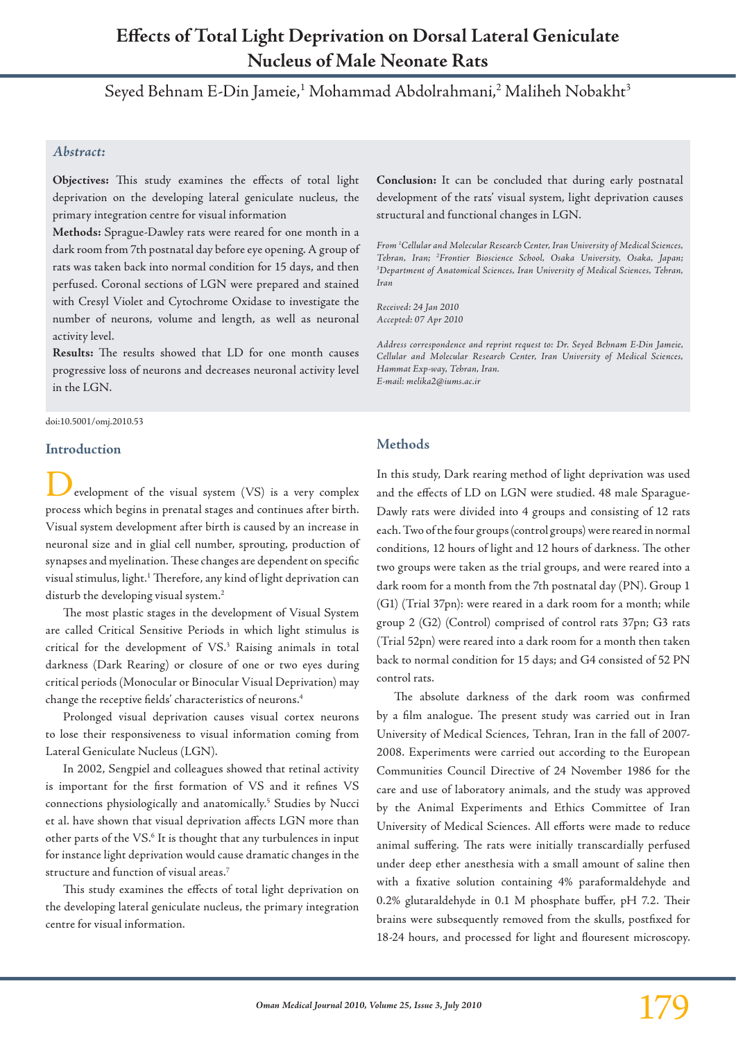# Effects of Total Light Deprivation on Dorsal Lateral Geniculate Nucleus of Male Neonate Rats

Seyed Behnam E-Din Jameie,[1] Mohammad Abdolrahmani,[2] Maliheh Nobakht[3]

### *Abstract:*

**Objectives:** This study examines the effects of total light deprivation on the developing lateral geniculate nucleus, the primary integration centre for visual information

**Methods:** Sprague-Dawley rats were reared for one month in a dark room from 7th postnatal day before eye opening. A group of rats was taken back into normal condition for 15 days, and then perfused. Coronal sections of LGN were prepared and stained with Cresyl Violet and Cytochrome Oxidase to investigate the number of neurons, volume and length, as well as neuronal activity level.

**Results:** The results showed that LD for one month causes progressive loss of neurons and decreases neuronal activity level in the LGN.

**Conclusion:** It can be concluded that during early postnatal development of the rats' visual system, light deprivation causes structural and functional changes in LGN.

*From [1]Cellular and Molecular Research Center, Iran University of Medical Sciences, Tehran, Iran; [2]Frontier Bioscience School, Osaka University, Osaka, Japan; [3]Department of Anatomical Sciences, Iran University of Medical Sciences, Tehran, Iran*

*Received: 24 Jan 2010*
*Accepted: 07 Apr 2010*

*Address correspondence and reprint request to: Dr. Seyed Behnam E-Din Jameie, Cellular and Molecular Research Center, Iran University of Medical Sciences, Hammat Exp-way, Tehran, Iran.*
*E-mail: melika2@iums.ac.ir*

doi:10.5001/omj.2010.53

## Introduction

Development of the visual system (VS) is a very complex process which begins in prenatal stages and continues after birth. Visual system development after birth is caused by an increase in neuronal size and in glial cell number, sprouting, production of synapses and myelination. These changes are dependent on specific visual stimulus, light.[1] Therefore, any kind of light deprivation can disturb the developing visual system.[2]

The most plastic stages in the development of Visual System are called Critical Sensitive Periods in which light stimulus is critical for the development of VS.[3] Raising animals in total darkness (Dark Rearing) or closure of one or two eyes during critical periods (Monocular or Binocular Visual Deprivation) may change the receptive fields' characteristics of neurons.[4]

Prolonged visual deprivation causes visual cortex neurons to lose their responsiveness to visual information coming from Lateral Geniculate Nucleus (LGN).

In 2002, Sengpiel and colleagues showed that retinal activity is important for the first formation of VS and it refines VS connections physiologically and anatomically.[5] Studies by Nucci et al. have shown that visual deprivation affects LGN more than other parts of the VS.[6] It is thought that any turbulences in input for instance light deprivation would cause dramatic changes in the structure and function of visual areas.[7]

This study examines the effects of total light deprivation on the developing lateral geniculate nucleus, the primary integration centre for visual information.

## Methods

In this study, Dark rearing method of light deprivation was used and the effects of LD on LGN were studied. 48 male Sparague-Dawly rats were divided into 4 groups and consisting of 12 rats each. Two of the four groups (control groups) were reared in normal conditions, 12 hours of light and 12 hours of darkness. The other two groups were taken as the trial groups, and were reared into a dark room for a month from the 7th postnatal day (PN). Group 1 (G1) (Trial 37pn): were reared in a dark room for a month; while group 2 (G2) (Control) comprised of control rats 37pn; G3 rats (Trial 52pn) were reared into a dark room for a month then taken back to normal condition for 15 days; and G4 consisted of 52 PN control rats.

The absolute darkness of the dark room was confirmed by a film analogue. The present study was carried out in Iran University of Medical Sciences, Tehran, Iran in the fall of 2007-2008. Experiments were carried out according to the European Communities Council Directive of 24 November 1986 for the care and use of laboratory animals, and the study was approved by the Animal Experiments and Ethics Committee of Iran University of Medical Sciences. All efforts were made to reduce animal suffering. The rats were initially transcardially perfused under deep ether anesthesia with a small amount of saline then with a fixative solution containing 4% paraformaldehyde and 0.2% glutaraldehyde in 0.1 M phosphate buffer, pH 7.2. Their brains were subsequently removed from the skulls, postfixed for 18-24 hours, and processed for light and flouresent microscopy.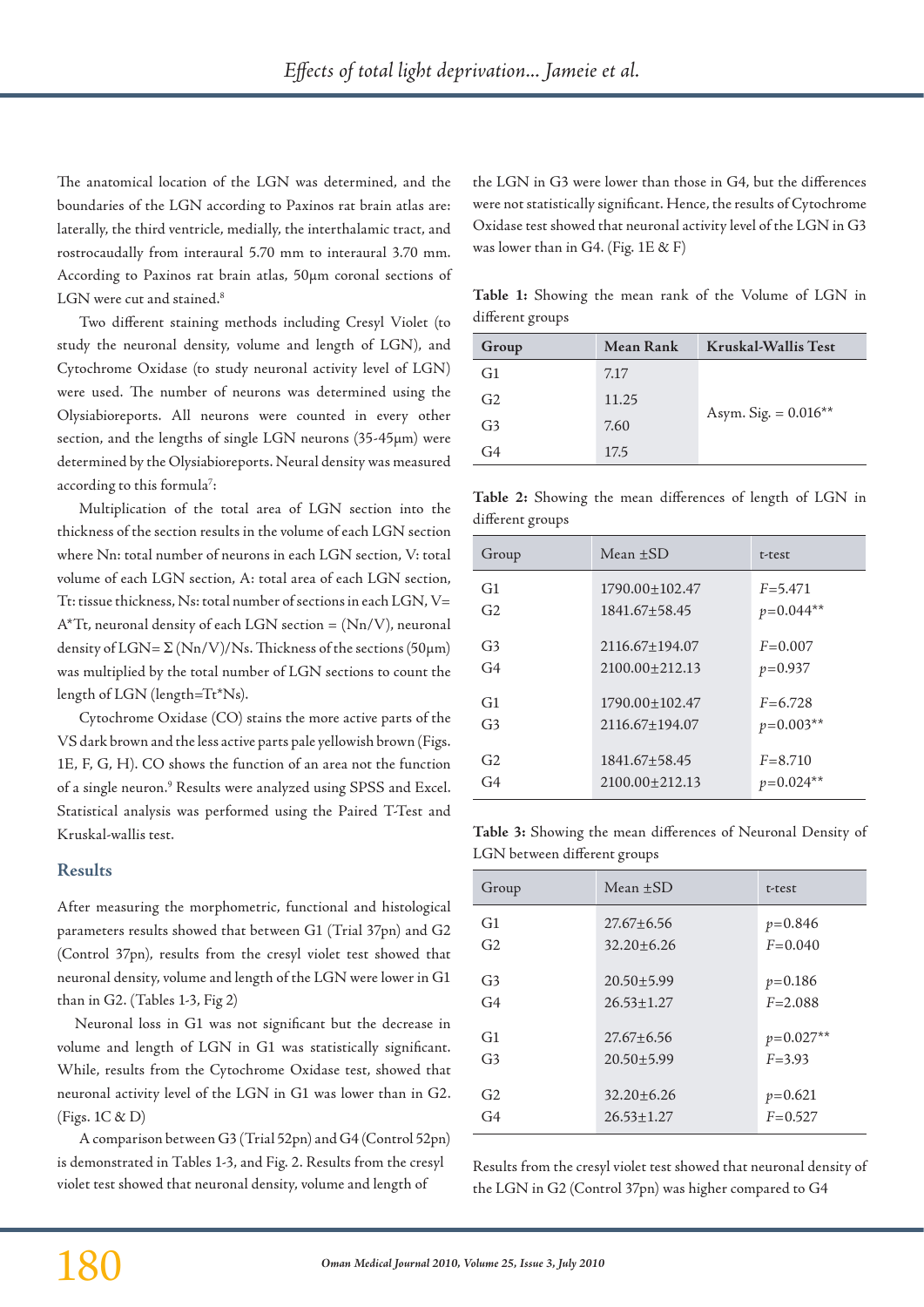The anatomical location of the LGN was determined, and the boundaries of the LGN according to Paxinos rat brain atlas are: laterally, the third ventricle, medially, the interthalamic tract, and rostrocaudally from interaural 5.70 mm to interaural 3.70 mm. According to Paxinos rat brain atlas, 50µm coronal sections of LGN were cut and stained.[8]

Two different staining methods including Cresyl Violet (to study the neuronal density, volume and length of LGN), and Cytochrome Oxidase (to study neuronal activity level of LGN) were used. The number of neurons was determined using the Olysiabioreports. All neurons were counted in every other section, and the lengths of single LGN neurons (35-45µm) were determined by the Olysiabioreports. Neural density was measured according to this formula[7]:

Multiplication of the total area of LGN section into the thickness of the section results in the volume of each LGN section where Nn: total number of neurons in each LGN section, V: total volume of each LGN section, A: total area of each LGN section, Tt: tissue thickness, Ns: total number of sections in each LGN, $V = A*Tt$, neuronal density of each LGN section = $(Nn/V)$, neuronal density of LGN= $\Sigma(Nn/V)/Ns$. Thickness of the sections (50µm) was multiplied by the total number of LGN sections to count the length of LGN ($length=Tt*Ns$).

Cytochrome Oxidase (CO) stains the more active parts of the VS dark brown and the less active parts pale yellowish brown (Figs. 1E, F, G, H). CO shows the function of an area not the function of a single neuron.[9] Results were analyzed using SPSS and Excel. Statistical analysis was performed using the Paired T-Test and Kruskal-wallis test.

## Results

After measuring the morphometric, functional and histological parameters results showed that between G1 (Trial 37pn) and G2 (Control 37pn), results from the cresyl violet test showed that neuronal density, volume and length of the LGN were lower in G1 than in G2. (Tables 1-3, Fig 2)

Neuronal loss in G1 was not significant but the decrease in volume and length of LGN in G1 was statistically significant. While, results from the Cytochrome Oxidase test, showed that neuronal activity level of the LGN in G1 was lower than in G2. (Figs. 1C & D)

A comparison between G3 (Trial 52pn) and G4 (Control 52pn) is demonstrated in Tables 1-3, and Fig. 2. Results from the cresyl violet test showed that neuronal density, volume and length of the LGN in G3 were lower than those in G4, but the differences were not statistically significant. Hence, the results of Cytochrome Oxidase test showed that neuronal activity level of the LGN in G3 was lower than in G4. (Fig. 1E & F)

**Table 1:** Showing the mean rank of the Volume of LGN in different groups

| Group | Mean Rank | Kruskal-Wallis Test |
|---|---|---|
| G1 | 7.17 | Asym. Sig. = 0.016** |
| G2 | 11.25 | |
| G3 | 7.60 | |
| G4 | 17.5 | |

**Table 2:** Showing the mean differences of length of LGN in different groups

| Group | Mean ±SD | t-test |
|---|---|---|
| G1 | 1790.00±102.47 | $F$=5.471 |
| G2 | 1841.67±58.45 | $p$=0.044** |
| G3 | 2116.67±194.07 | $F$=0.007 |
| G4 | 2100.00±212.13 | $p$=0.937 |
| G1 | 1790.00±102.47 | $F$=6.728 |
| G3 | 2116.67±194.07 | $p$=0.003** |
| G2 | 1841.67±58.45 | $F$=8.710 |
| G4 | 2100.00±212.13 | $p$=0.024** |

**Table 3:** Showing the mean differences of Neuronal Density of LGN between different groups

| Group | Mean ±SD | t-test |
|---|---|---|
| G1 | 27.67±6.56 | $p$=0.846 |
| G2 | 32.20±6.26 | $F$=0.040 |
| G3 | 20.50±5.99 | $p$=0.186 |
| G4 | 26.53±1.27 | $F$=2.088 |
| G1 | 27.67±6.56 | $p$=0.027** |
| G3 | 20.50±5.99 | $F$=3.93 |
| G2 | 32.20±6.26 | $p$=0.621 |
| G4 | 26.53±1.27 | $F$=0.527 |

Results from the cresyl violet test showed that neuronal density of the LGN in G2 (Control 37pn) was higher compared to G4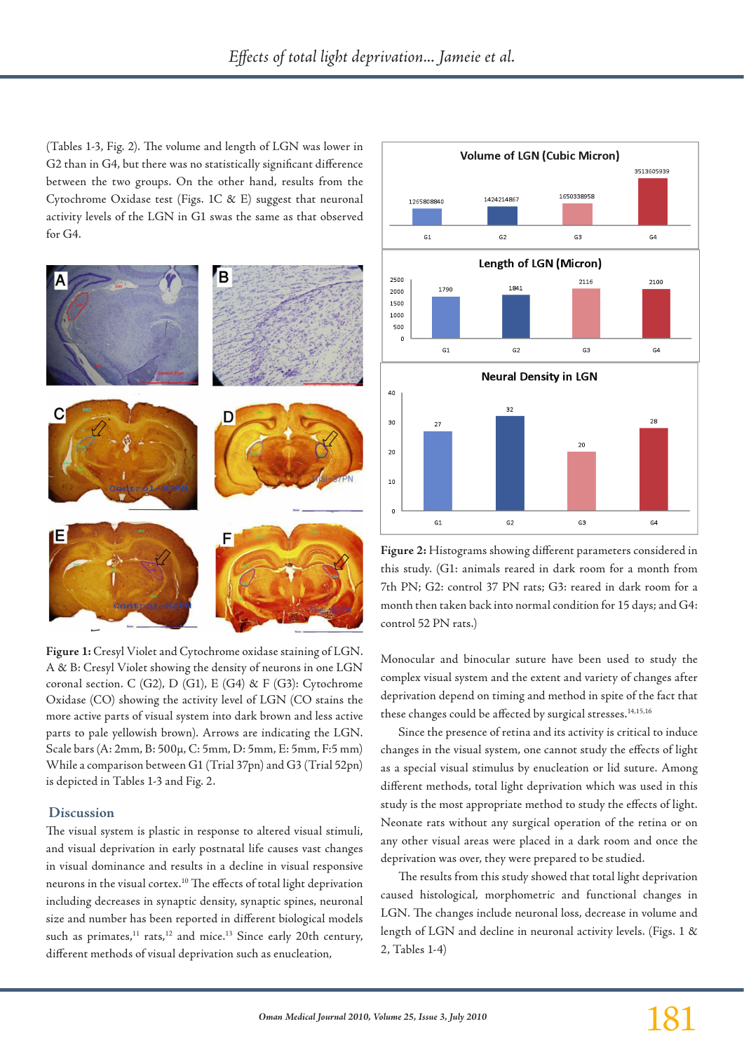(Tables 1-3, Fig. 2). The volume and length of LGN was lower in G2 than in G4, but there was no statistically significant difference between the two groups. On the other hand, results from the Cytochrome Oxidase test (Figs. 1C & E) suggest that neuronal activity levels of the LGN in G1 swas the same as that observed for G4.

**Figure 1:** Cresyl Violet and Cytochrome oxidase staining of LGN. A & B: Cresyl Violet showing the density of neurons in one LGN coronal section. C (G2), D (G1), E (G4) & F (G3): Cytochrome Oxidase (CO) showing the activity level of LGN (CO stains the more active parts of visual system into dark brown and less active parts to pale yellowish brown). Arrows are indicating the LGN. Scale bars (A: 2mm, B: 500µ, C: 5mm, D: 5mm, E: 5mm, F:5 mm) While a comparison between G1 (Trial 37pn) and G3 (Trial 52pn) is depicted in Tables 1-3 and Fig. 2.

**Figure 2:** Histograms showing different parameters considered in this study. (G1: animals reared in dark room for a month from 7th PN; G2: control 37 PN rats; G3: reared in dark room for a month then taken back into normal condition for 15 days; and G4: control 52 PN rats.)

## Discussion

The visual system is plastic in response to altered visual stimuli, and visual deprivation in early postnatal life causes vast changes in visual dominance and results in a decline in visual responsive neurons in the visual cortex.[10] The effects of total light deprivation including decreases in synaptic density, synaptic spines, neuronal size and number has been reported in different biological models such as primates,[11] rats,[12] and mice.[13] Since early 20th century, different methods of visual deprivation such as enucleation, Monocular and binocular suture have been used to study the complex visual system and the extent and variety of changes after deprivation depend on timing and method in spite of the fact that these changes could be affected by surgical stresses.[14,15,16]

Since the presence of retina and its activity is critical to induce changes in the visual system, one cannot study the effects of light as a special visual stimulus by enucleation or lid suture. Among different methods, total light deprivation which was used in this study is the most appropriate method to study the effects of light. Neonate rats without any surgical operation of the retina or on any other visual areas were placed in a dark room and once the deprivation was over, they were prepared to be studied.

The results from this study showed that total light deprivation caused histological, morphometric and functional changes in LGN. The changes include neuronal loss, decrease in volume and length of LGN and decline in neuronal activity levels. (Figs. 1 & 2, Tables 1-4)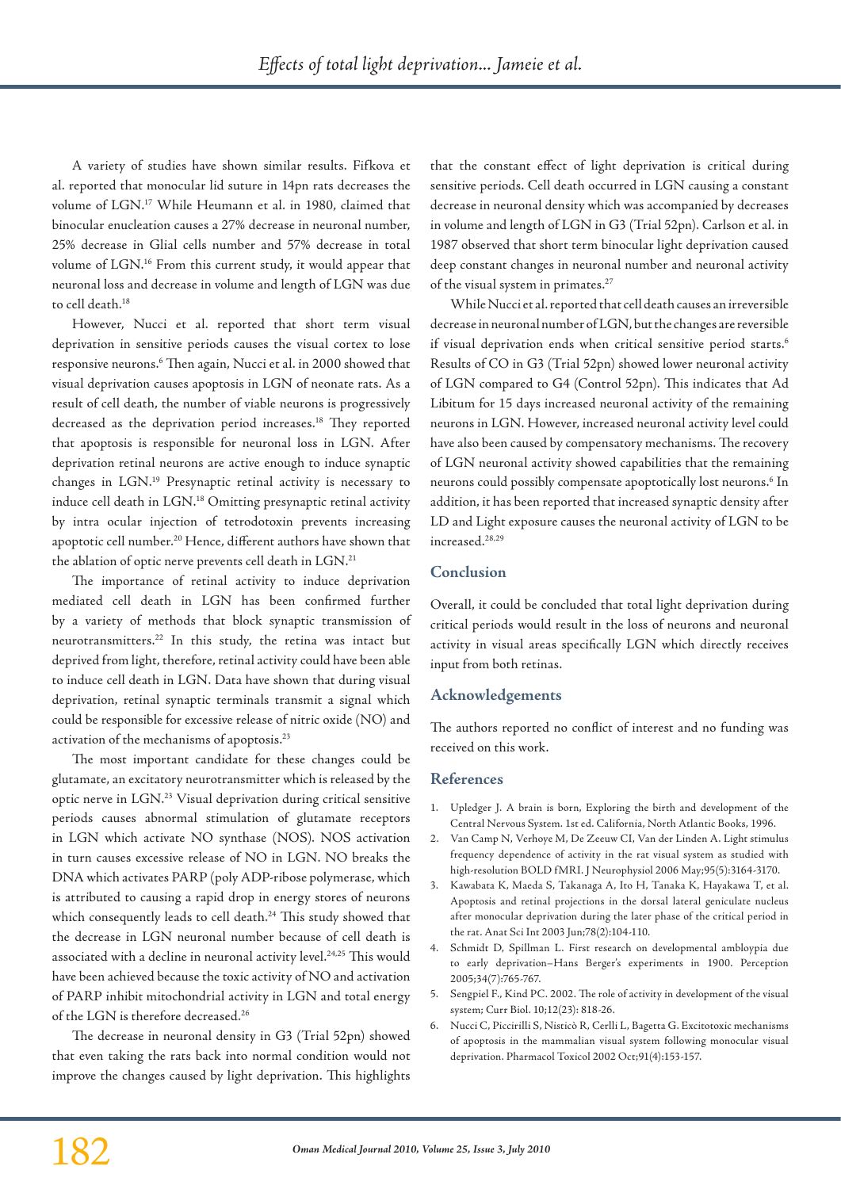A variety of studies have shown similar results. Fifkova et al. reported that monocular lid suture in 14pn rats decreases the volume of LGN.[17] While Heumann et al. in 1980, claimed that binocular enucleation causes a 27% decrease in neuronal number, 25% decrease in Glial cells number and 57% decrease in total volume of LGN.[16] From this current study, it would appear that neuronal loss and decrease in volume and length of LGN was due to cell death.[18]

However, Nucci et al. reported that short term visual deprivation in sensitive periods causes the visual cortex to lose responsive neurons.[6] Then again, Nucci et al. in 2000 showed that visual deprivation causes apoptosis in LGN of neonate rats. As a result of cell death, the number of viable neurons is progressively decreased as the deprivation period increases.[18] They reported that apoptosis is responsible for neuronal loss in LGN. After deprivation retinal neurons are active enough to induce synaptic changes in LGN.[19] Presynaptic retinal activity is necessary to induce cell death in LGN.[18] Omitting presynaptic retinal activity by intra ocular injection of tetrodotoxin prevents increasing apoptotic cell number.[20] Hence, different authors have shown that the ablation of optic nerve prevents cell death in LGN.[21]

The importance of retinal activity to induce deprivation mediated cell death in LGN has been confirmed further by a variety of methods that block synaptic transmission of neurotransmitters.[22] In this study, the retina was intact but deprived from light, therefore, retinal activity could have been able to induce cell death in LGN. Data have shown that during visual deprivation, retinal synaptic terminals transmit a signal which could be responsible for excessive release of nitric oxide (NO) and activation of the mechanisms of apoptosis.[23]

The most important candidate for these changes could be glutamate, an excitatory neurotransmitter which is released by the optic nerve in LGN.[23] Visual deprivation during critical sensitive periods causes abnormal stimulation of glutamate receptors in LGN which activate NO synthase (NOS). NOS activation in turn causes excessive release of NO in LGN. NO breaks the DNA which activates PARP (poly ADP-ribose polymerase, which is attributed to causing a rapid drop in energy stores of neurons which consequently leads to cell death.[24] This study showed that the decrease in LGN neuronal number because of cell death is associated with a decline in neuronal activity level.[24,25] This would have been achieved because the toxic activity of NO and activation of PARP inhibit mitochondrial activity in LGN and total energy of the LGN is therefore decreased.[26]

The decrease in neuronal density in G3 (Trial 52pn) showed that even taking the rats back into normal condition would not improve the changes caused by light deprivation. This highlights that the constant effect of light deprivation is critical during sensitive periods. Cell death occurred in LGN causing a constant decrease in neuronal density which was accompanied by decreases in volume and length of LGN in G3 (Trial 52pn). Carlson et al. in 1987 observed that short term binocular light deprivation caused deep constant changes in neuronal number and neuronal activity of the visual system in primates.[27]

While Nucci et al. reported that cell death causes an irreversible decrease in neuronal number of LGN, but the changes are reversible if visual deprivation ends when critical sensitive period starts.[6] Results of CO in G3 (Trial 52pn) showed lower neuronal activity of LGN compared to G4 (Control 52pn). This indicates that Ad Libitum for 15 days increased neuronal activity of the remaining neurons in LGN. However, increased neuronal activity level could have also been caused by compensatory mechanisms. The recovery of LGN neuronal activity showed capabilities that the remaining neurons could possibly compensate apoptotically lost neurons.[6] In addition, it has been reported that increased synaptic density after LD and Light exposure causes the neuronal activity of LGN to be increased.[28,29]

## Conclusion

Overall, it could be concluded that total light deprivation during critical periods would result in the loss of neurons and neuronal activity in visual areas specifically LGN which directly receives input from both retinas.

## Acknowledgements

The authors reported no conflict of interest and no funding was received on this work.

## References

1. Upledger J. A brain is born, Exploring the birth and development of the Central Nervous System. 1st ed. California, North Atlantic Books, 1996.
2. Van Camp N, Verhoye M, De Zeeuw CI, Van der Linden A. Light stimulus frequency dependence of activity in the rat visual system as studied with high-resolution BOLD fMRI. J Neurophysiol 2006 May;95(5):3164-3170.
3. Kawabata K, Maeda S, Takanaga A, Ito H, Tanaka K, Hayakawa T, et al. Apoptosis and retinal projections in the dorsal lateral geniculate nucleus after monocular deprivation during the later phase of the critical period in the rat. Anat Sci Int 2003 Jun;78(2):104-110.
4. Schmidt D, Spillman L. First research on developmental ambloypia due to early deprivation–Hans Berger's experiments in 1900. Perception 2005;34(7):765-767.
5. Sengpiel F., Kind PC. 2002. The role of activity in development of the visual system; Curr Biol. 10;12(23): 818-26.
6. Nucci C, Piccirilli S, Nisticò R, Cerlli L, Bagetta G. Excitotoxic mechanisms of apoptosis in the mammalian visual system following monocular visual deprivation. Pharmacol Toxicol 2002 Oct;91(4):153-157.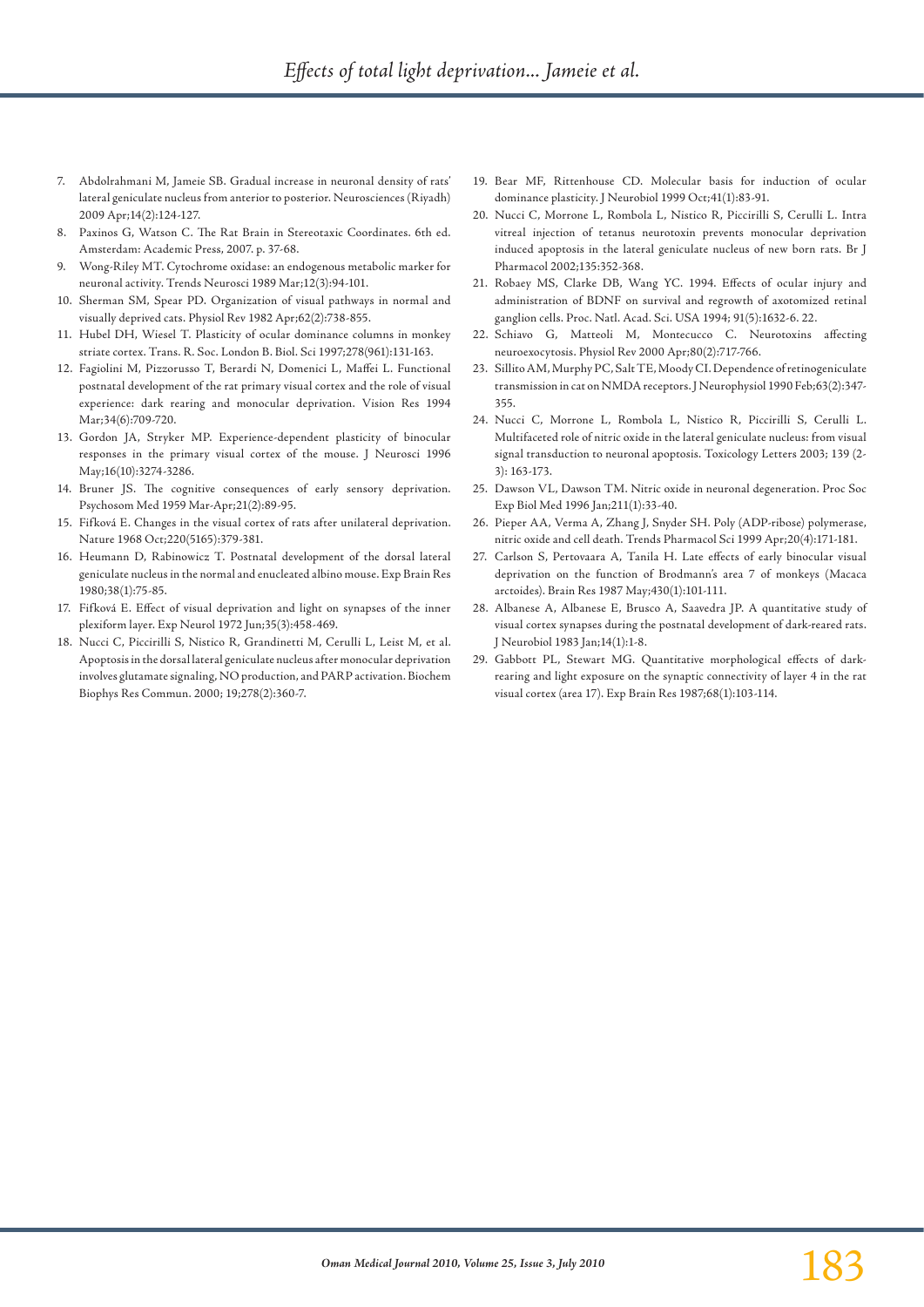7. Abdolrahmani M, Jameie SB. Gradual increase in neuronal density of rats' lateral geniculate nucleus from anterior to posterior. Neurosciences (Riyadh) 2009 Apr;14(2):124-127.
8. Paxinos G, Watson C. The Rat Brain in Stereotaxic Coordinates. 6th ed. Amsterdam: Academic Press, 2007. p. 37-68.
9. Wong-Riley MT. Cytochrome oxidase: an endogenous metabolic marker for neuronal activity. Trends Neurosci 1989 Mar;12(3):94-101.
10. Sherman SM, Spear PD. Organization of visual pathways in normal and visually deprived cats. Physiol Rev 1982 Apr;62(2):738-855.
11. Hubel DH, Wiesel T. Plasticity of ocular dominance columns in monkey striate cortex. Trans. R. Soc. London B. Biol. Sci 1997;278(961):131-163.
12. Fagiolini M, Pizzorusso T, Berardi N, Domenici L, Maffei L. Functional postnatal development of the rat primary visual cortex and the role of visual experience: dark rearing and monocular deprivation. Vision Res 1994 Mar;34(6):709-720.
13. Gordon JA, Stryker MP. Experience-dependent plasticity of binocular responses in the primary visual cortex of the mouse. J Neurosci 1996 May;16(10):3274-3286.
14. Bruner JS. The cognitive consequences of early sensory deprivation. Psychosom Med 1959 Mar-Apr;21(2):89-95.
15. Fifková E. Changes in the visual cortex of rats after unilateral deprivation. Nature 1968 Oct;220(5165):379-381.
16. Heumann D, Rabinowicz T. Postnatal development of the dorsal lateral geniculate nucleus in the normal and enucleated albino mouse. Exp Brain Res 1980;38(1):75-85.
17. Fifková E. Effect of visual deprivation and light on synapses of the inner plexiform layer. Exp Neurol 1972 Jun;35(3):458-469.
18. Nucci C, Piccirilli S, Nistico R, Grandinetti M, Cerulli L, Leist M, et al. Apoptosis in the dorsal lateral geniculate nucleus after monocular deprivation involves glutamate signaling, NO production, and PARP activation. Biochem Biophys Res Commun. 2000; 19;278(2):360-7.
19. Bear MF, Rittenhouse CD. Molecular basis for induction of ocular dominance plasticity. J Neurobiol 1999 Oct;41(1):83-91.
20. Nucci C, Morrone L, Rombola L, Nistico R, Piccirilli S, Cerulli L. Intra vitreal injection of tetanus neurotoxin prevents monocular deprivation induced apoptosis in the lateral geniculate nucleus of new born rats. Br J Pharmacol 2002;135:352-368.
21. Robaey MS, Clarke DB, Wang YC. 1994. Effects of ocular injury and administration of BDNF on survival and regrowth of axotomized retinal ganglion cells. Proc. Natl. Acad. Sci. USA 1994; 91(5):1632-6. 22.
22. Schiavo G, Matteoli M, Montecucco C. Neurotoxins affecting neuroexocytosis. Physiol Rev 2000 Apr;80(2):717-766.
23. Sillito AM, Murphy PC, Salt TE, Moody CI. Dependence of retinogeniculate transmission in cat on NMDA receptors. J Neurophysiol 1990 Feb;63(2):347-355.
24. Nucci C, Morrone L, Rombola L, Nistico R, Piccirilli S, Cerulli L. Multifaceted role of nitric oxide in the lateral geniculate nucleus: from visual signal transduction to neuronal apoptosis. Toxicology Letters 2003; 139 (2-3): 163-173.
25. Dawson VL, Dawson TM. Nitric oxide in neuronal degeneration. Proc Soc Exp Biol Med 1996 Jan;211(1):33-40.
26. Pieper AA, Verma A, Zhang J, Snyder SH. Poly (ADP-ribose) polymerase, nitric oxide and cell death. Trends Pharmacol Sci 1999 Apr;20(4):171-181.
27. Carlson S, Pertovaara A, Tanila H. Late effects of early binocular visual deprivation on the function of Brodmann's area 7 of monkeys (Macaca arctoides). Brain Res 1987 May;430(1):101-111.
28. Albanese A, Albanese E, Brusco A, Saavedra JP. A quantitative study of visual cortex synapses during the postnatal development of dark-reared rats. J Neurobiol 1983 Jan;14(1):1-8.
29. Gabbott PL, Stewart MG. Quantitative morphological effects of dark-rearing and light exposure on the synaptic connectivity of layer 4 in the rat visual cortex (area 17). Exp Brain Res 1987;68(1):103-114.